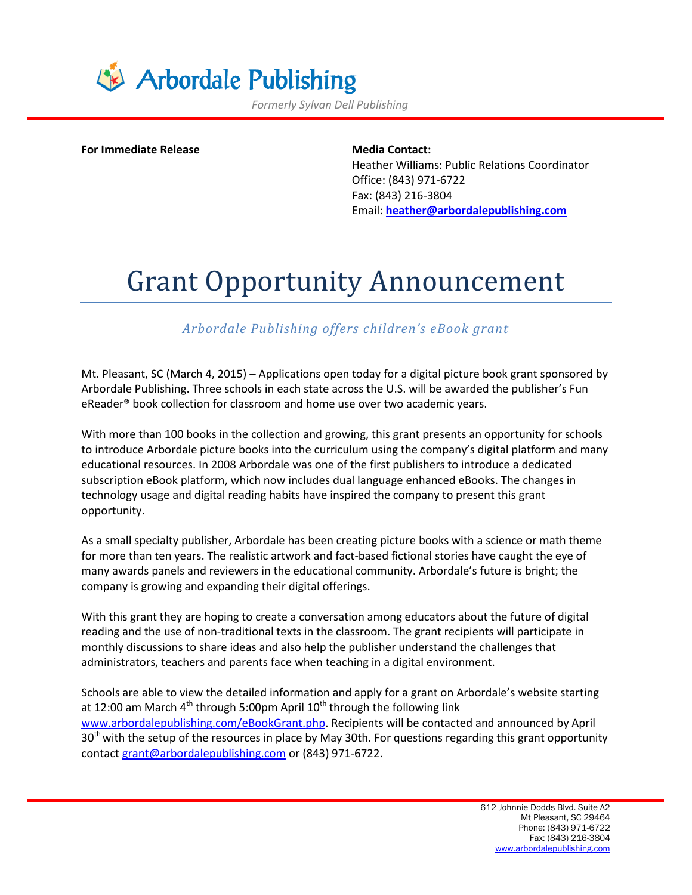# Arbordale Publishing

*Formerly Sylvan Dell Publishing*

**For Immediate Release**

**Media Contact:**
Heather Williams: Public Relations Coordinator
Office: (843) 971-6722
Fax: (843) 216-3804
Email: **heather@arbordalepublishing.com**

# Grant Opportunity Announcement

*Arbordale Publishing offers children's eBook grant*

Mt. Pleasant, SC (March 4, 2015) – Applications open today for a digital picture book grant sponsored by Arbordale Publishing. Three schools in each state across the U.S. will be awarded the publisher's Fun eReader® book collection for classroom and home use over two academic years.

With more than 100 books in the collection and growing, this grant presents an opportunity for schools to introduce Arbordale picture books into the curriculum using the company's digital platform and many educational resources. In 2008 Arbordale was one of the first publishers to introduce a dedicated subscription eBook platform, which now includes dual language enhanced eBooks. The changes in technology usage and digital reading habits have inspired the company to present this grant opportunity.

As a small specialty publisher, Arbordale has been creating picture books with a science or math theme for more than ten years. The realistic artwork and fact-based fictional stories have caught the eye of many awards panels and reviewers in the educational community. Arbordale's future is bright; the company is growing and expanding their digital offerings.

With this grant they are hoping to create a conversation among educators about the future of digital reading and the use of non-traditional texts in the classroom. The grant recipients will participate in monthly discussions to share ideas and also help the publisher understand the challenges that administrators, teachers and parents face when teaching in a digital environment.

Schools are able to view the detailed information and apply for a grant on Arbordale's website starting at 12:00 am March 4th through 5:00pm April 10th through the following link www.arbordalepublishing.com/eBookGrant.php. Recipients will be contacted and announced by April 30th with the setup of the resources in place by May 30th. For questions regarding this grant opportunity contact grant@arbordalepublishing.com or (843) 971-6722.

612 Johnnie Dodds Blvd. Suite A2
Mt Pleasant, SC 29464
Phone: (843) 971-6722
Fax: (843) 216-3804
www.arbordalepublishing.com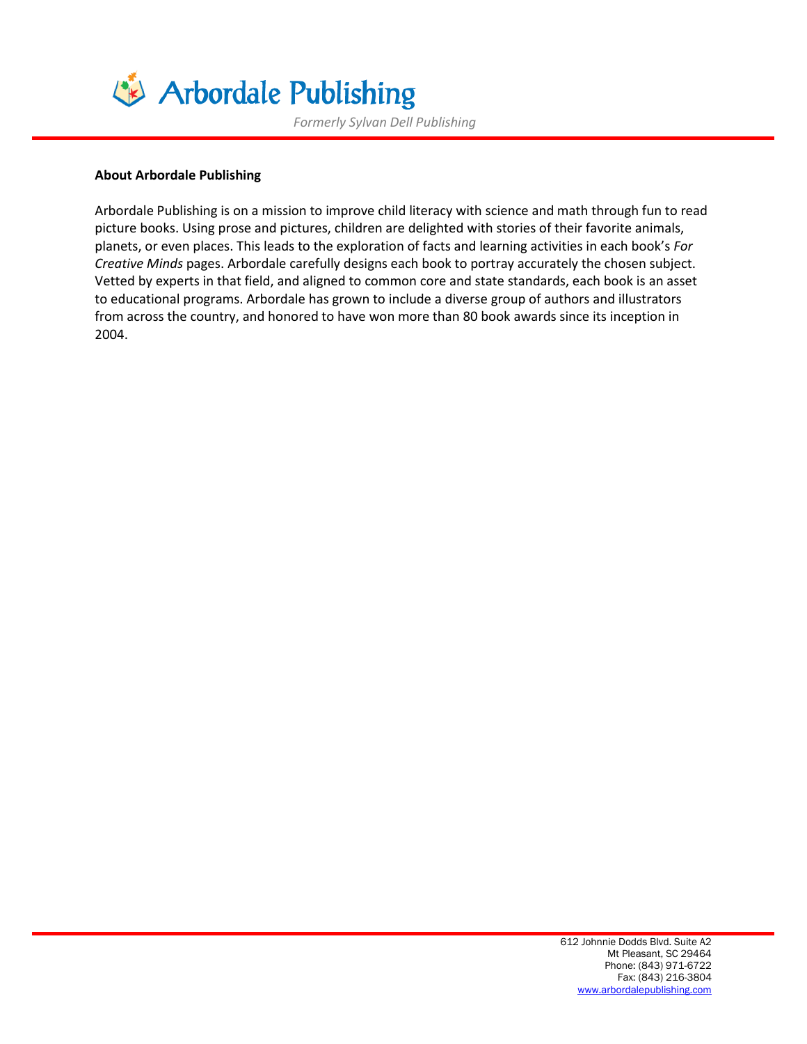# Arbordale Publishing

*Formerly Sylvan Dell Publishing*

**About Arbordale Publishing**

Arbordale Publishing is on a mission to improve child literacy with science and math through fun to read picture books. Using prose and pictures, children are delighted with stories of their favorite animals, planets, or even places. This leads to the exploration of facts and learning activities in each book's *For Creative Minds* pages. Arbordale carefully designs each book to portray accurately the chosen subject. Vetted by experts in that field, and aligned to common core and state standards, each book is an asset to educational programs. Arbordale has grown to include a diverse group of authors and illustrators from across the country, and honored to have won more than 80 book awards since its inception in 2004.

612 Johnnie Dodds Blvd. Suite A2
Mt Pleasant, SC 29464
Phone: (843) 971-6722
Fax: (843) 216-3804
www.arbordalepublishing.com